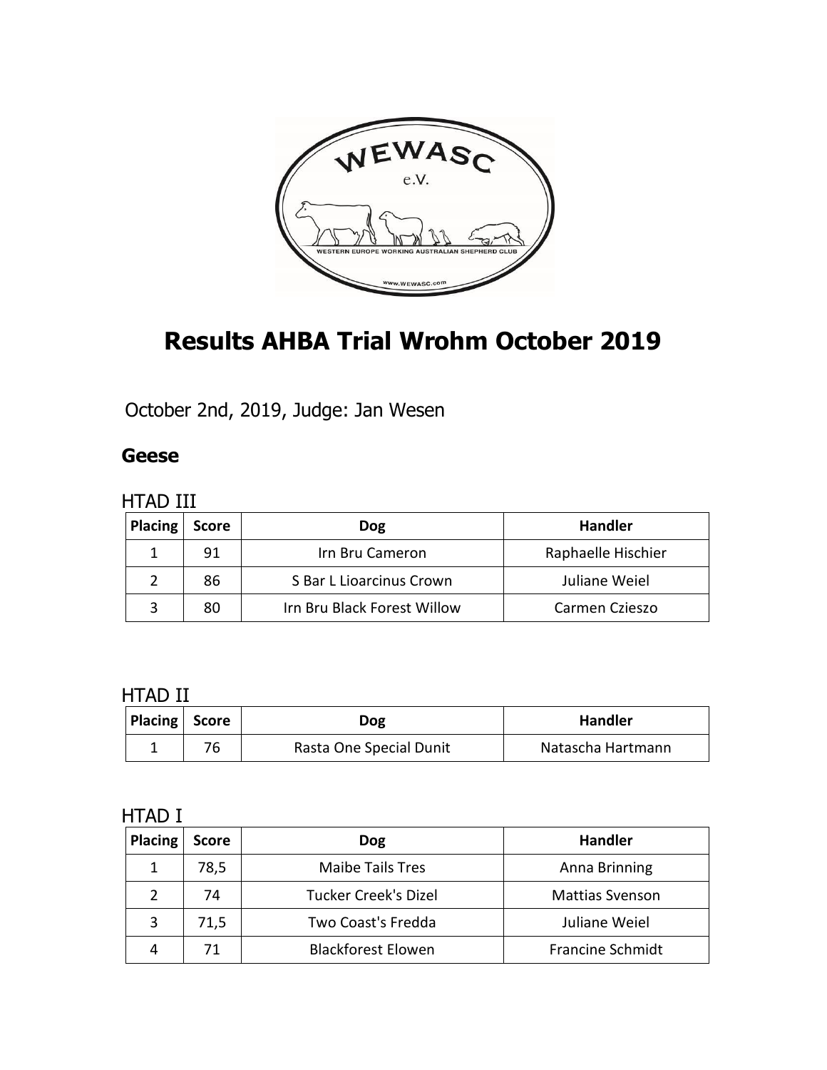# Results AHBA Trial Wrohm October 2019

October 2nd, 2019, Judge: Jan Wesen

## Geese

### HTAD III

| Placing | Score | Dog | Handler |
|---|---|---|---|
| 1 | 91 | Irn Bru Cameron | Raphaelle Hischier |
| 2 | 86 | S Bar L Lioarcinus Crown | Juliane Weiel |
| 3 | 80 | Irn Bru Black Forest Willow | Carmen Czieszo |

### HTAD II

| Placing | Score | Dog | Handler |
|---|---|---|---|
| 1 | 76 | Rasta One Special Dunit | Natascha Hartmann |

### HTAD I

| Placing | Score | Dog | Handler |
|---|---|---|---|
| 1 | 78,5 | Maibe Tails Tres | Anna Brinning |
| 2 | 74 | Tucker Creek's Dizel | Mattias Svenson |
| 3 | 71,5 | Two Coast's Fredda | Juliane Weiel |
| 4 | 71 | Blackforest Elowen | Francine Schmidt |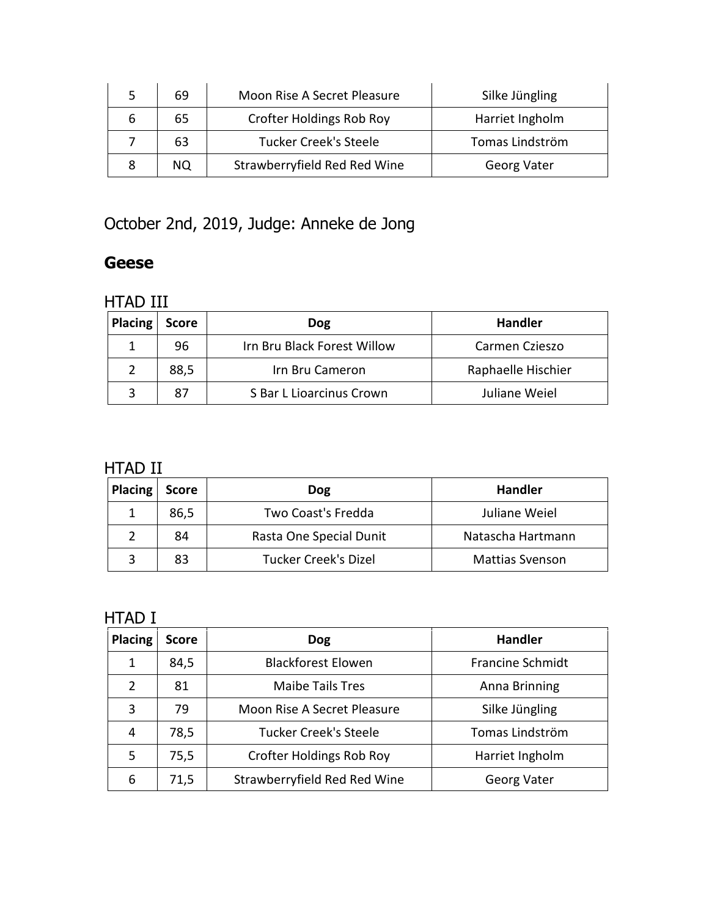| | | | |
|---|---|---|---|
| 5 | 69 | Moon Rise A Secret Pleasure | Silke Jüngling |
| 6 | 65 | Crofter Holdings Rob Roy | Harriet Ingholm |
| 7 | 63 | Tucker Creek's Steele | Tomas Lindström |
| 8 | NQ | Strawberryfield Red Red Wine | Georg Vater |

## October 2nd, 2019, Judge: Anneke de Jong

### Geese

#### HTAD III

| Placing | Score | Dog | Handler |
|---|---|---|---|
| 1 | 96 | Irn Bru Black Forest Willow | Carmen Czieszo |
| 2 | 88,5 | Irn Bru Cameron | Raphaelle Hischier |
| 3 | 87 | S Bar L Lioarcinus Crown | Juliane Weiel |

#### HTAD II

| Placing | Score | Dog | Handler |
|---|---|---|---|
| 1 | 86,5 | Two Coast's Fredda | Juliane Weiel |
| 2 | 84 | Rasta One Special Dunit | Natascha Hartmann |
| 3 | 83 | Tucker Creek's Dizel | Mattias Svenson |

#### HTAD I

| Placing | Score | Dog | Handler |
|---|---|---|---|
| 1 | 84,5 | Blackforest Elowen | Francine Schmidt |
| 2 | 81 | Maibe Tails Tres | Anna Brinning |
| 3 | 79 | Moon Rise A Secret Pleasure | Silke Jüngling |
| 4 | 78,5 | Tucker Creek's Steele | Tomas Lindström |
| 5 | 75,5 | Crofter Holdings Rob Roy | Harriet Ingholm |
| 6 | 71,5 | Strawberryfield Red Red Wine | Georg Vater |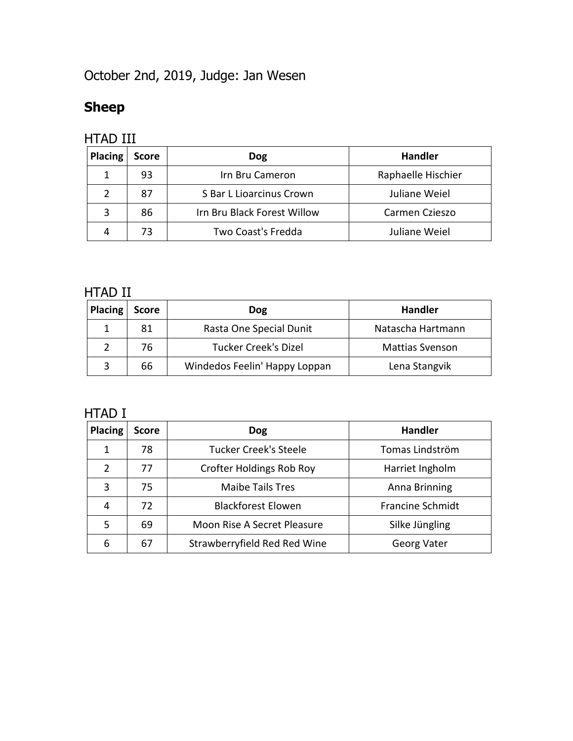October 2nd, 2019, Judge: Jan Wesen

## Sheep

### HTAD III

| Placing | Score | Dog | Handler |
|---|---|---|---|
| 1 | 93 | Irn Bru Cameron | Raphaelle Hischier |
| 2 | 87 | S Bar L Lioarcinus Crown | Juliane Weiel |
| 3 | 86 | Irn Bru Black Forest Willow | Carmen Czieszo |
| 4 | 73 | Two Coast's Fredda | Juliane Weiel |

### HTAD II

| Placing | Score | Dog | Handler |
|---|---|---|---|
| 1 | 81 | Rasta One Special Dunit | Natascha Hartmann |
| 2 | 76 | Tucker Creek's Dizel | Mattias Svenson |
| 3 | 66 | Windedos Feelin' Happy Loppan | Lena Stangvik |

### HTAD I

| Placing | Score | Dog | Handler |
|---|---|---|---|
| 1 | 78 | Tucker Creek's Steele | Tomas Lindström |
| 2 | 77 | Crofter Holdings Rob Roy | Harriet Ingholm |
| 3 | 75 | Maibe Tails Tres | Anna Brinning |
| 4 | 72 | Blackforest Elowen | Francine Schmidt |
| 5 | 69 | Moon Rise A Secret Pleasure | Silke Jüngling |
| 6 | 67 | Strawberryfield Red Red Wine | Georg Vater |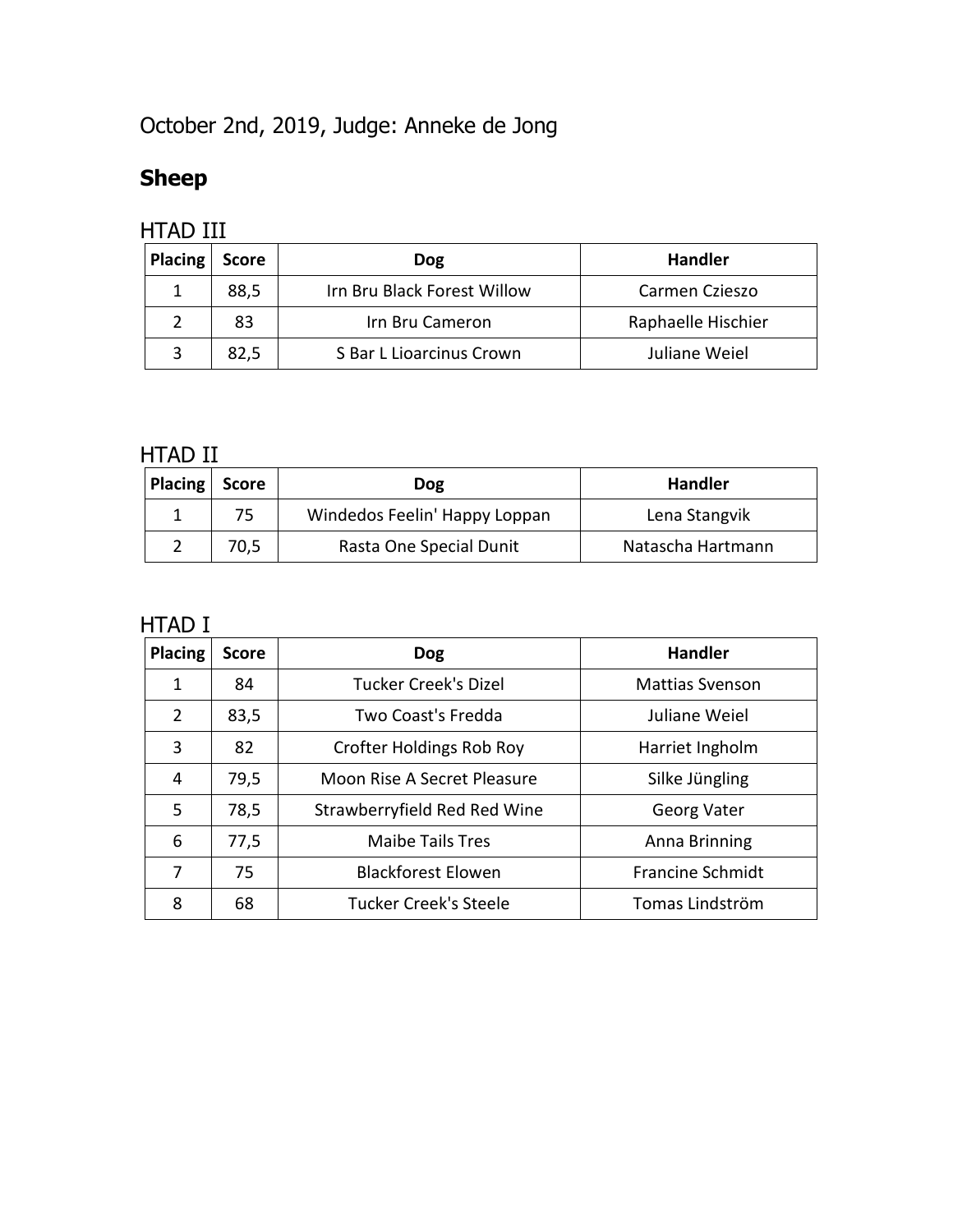October 2nd, 2019, Judge: Anneke de Jong

## Sheep

### HTAD III

| Placing | Score | Dog | Handler |
|---|---|---|---|
| 1 | 88,5 | Irn Bru Black Forest Willow | Carmen Czieszo |
| 2 | 83 | Irn Bru Cameron | Raphaelle Hischier |
| 3 | 82,5 | S Bar L Lioarcinus Crown | Juliane Weiel |

### HTAD II

| Placing | Score | Dog | Handler |
|---|---|---|---|
| 1 | 75 | Windedos Feelin' Happy Loppan | Lena Stangvik |
| 2 | 70,5 | Rasta One Special Dunit | Natascha Hartmann |

### HTAD I

| Placing | Score | Dog | Handler |
|---|---|---|---|
| 1 | 84 | Tucker Creek's Dizel | Mattias Svenson |
| 2 | 83,5 | Two Coast's Fredda | Juliane Weiel |
| 3 | 82 | Crofter Holdings Rob Roy | Harriet Ingholm |
| 4 | 79,5 | Moon Rise A Secret Pleasure | Silke Jüngling |
| 5 | 78,5 | Strawberryfield Red Red Wine | Georg Vater |
| 6 | 77,5 | Maibe Tails Tres | Anna Brinning |
| 7 | 75 | Blackforest Elowen | Francine Schmidt |
| 8 | 68 | Tucker Creek's Steele | Tomas Lindström |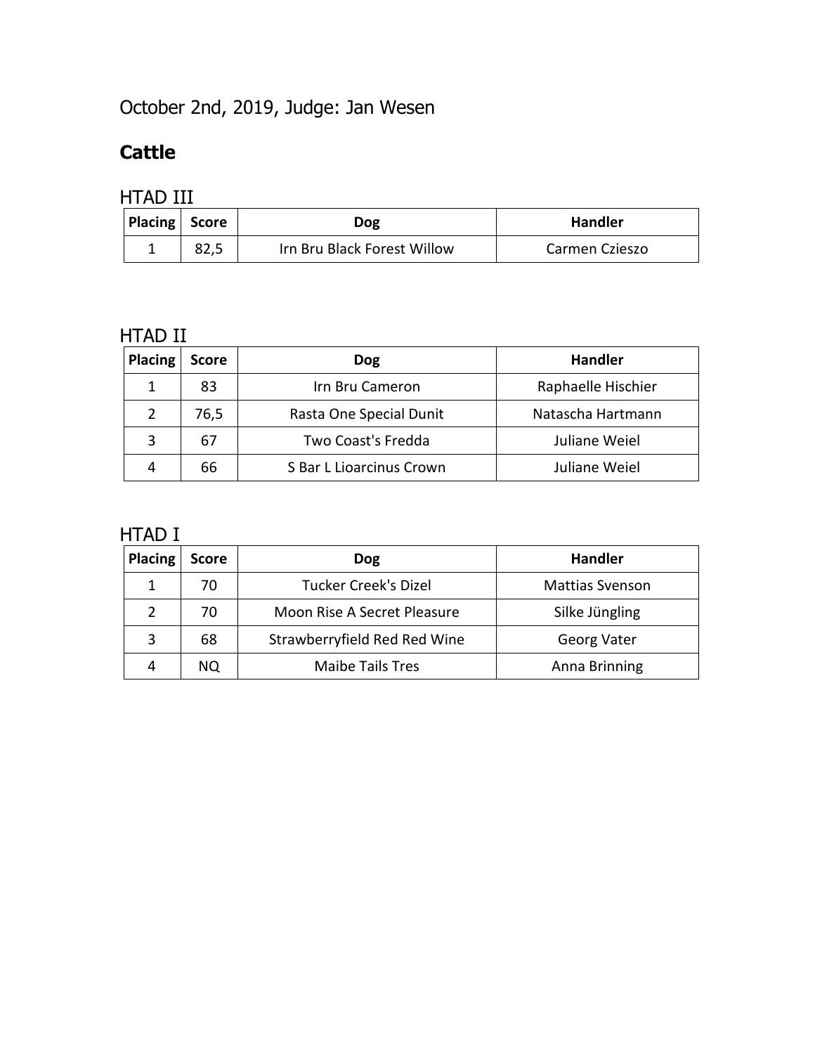October 2nd, 2019, Judge: Jan Wesen

## Cattle

### HTAD III

| Placing | Score | Dog | Handler |
|---|---|---|---|
| 1 | 82,5 | Irn Bru Black Forest Willow | Carmen Czieszo |

### HTAD II

| Placing | Score | Dog | Handler |
|---|---|---|---|
| 1 | 83 | Irn Bru Cameron | Raphaelle Hischier |
| 2 | 76,5 | Rasta One Special Dunit | Natascha Hartmann |
| 3 | 67 | Two Coast's Fredda | Juliane Weiel |
| 4 | 66 | S Bar L Lioarcinus Crown | Juliane Weiel |

### HTAD I

| Placing | Score | Dog | Handler |
|---|---|---|---|
| 1 | 70 | Tucker Creek's Dizel | Mattias Svenson |
| 2 | 70 | Moon Rise A Secret Pleasure | Silke Jüngling |
| 3 | 68 | Strawberryfield Red Red Wine | Georg Vater |
| 4 | NQ | Maibe Tails Tres | Anna Brinning |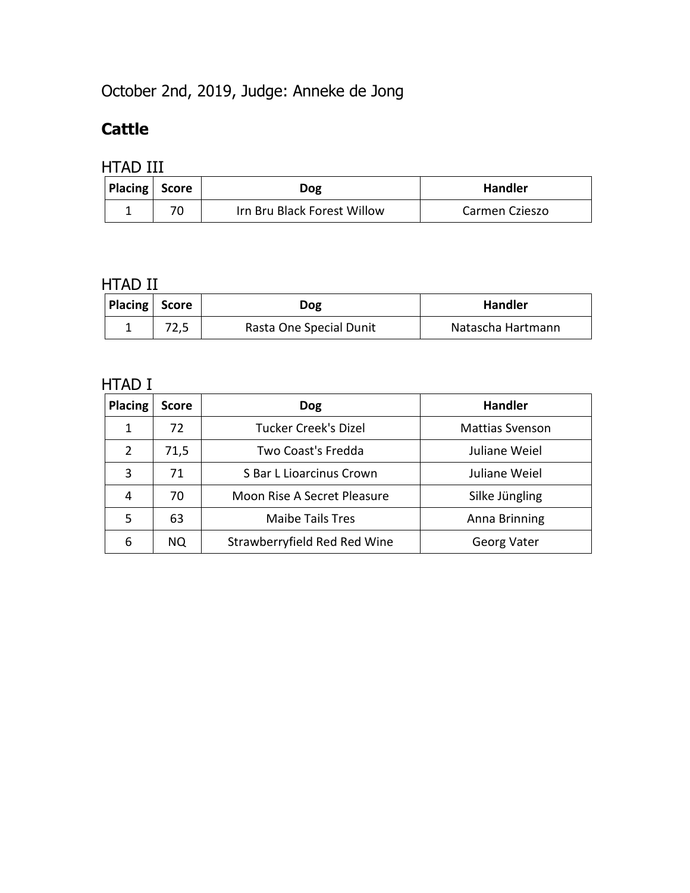October 2nd, 2019, Judge: Anneke de Jong

## Cattle

### HTAD III

| Placing | Score | Dog | Handler |
|---|---|---|---|
| 1 | 70 | Irn Bru Black Forest Willow | Carmen Czieszo |

### HTAD II

| Placing | Score | Dog | Handler |
|---|---|---|---|
| 1 | 72,5 | Rasta One Special Dunit | Natascha Hartmann |

### HTAD I

| Placing | Score | Dog | Handler |
|---|---|---|---|
| 1 | 72 | Tucker Creek's Dizel | Mattias Svenson |
| 2 | 71,5 | Two Coast's Fredda | Juliane Weiel |
| 3 | 71 | S Bar L Lioarcinus Crown | Juliane Weiel |
| 4 | 70 | Moon Rise A Secret Pleasure | Silke Jüngling |
| 5 | 63 | Maibe Tails Tres | Anna Brinning |
| 6 | NQ | Strawberryfield Red Red Wine | Georg Vater |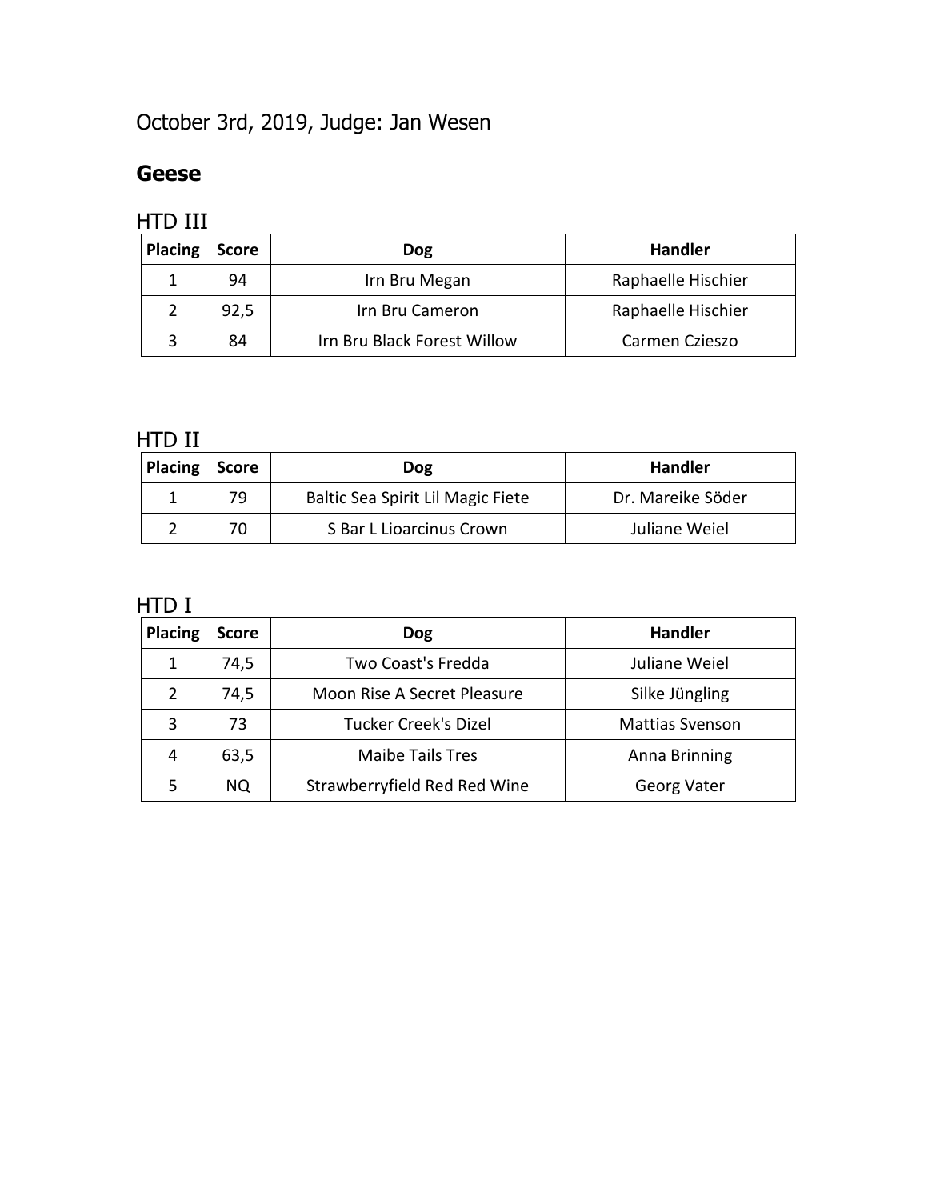October 3rd, 2019, Judge: Jan Wesen

## Geese

### HTD III

| Placing | Score | Dog | Handler |
| --- | --- | --- | --- |
| 1 | 94 | Irn Bru Megan | Raphaelle Hischier |
| 2 | 92,5 | Irn Bru Cameron | Raphaelle Hischier |
| 3 | 84 | Irn Bru Black Forest Willow | Carmen Czieszo |

### HTD II

| Placing | Score | Dog | Handler |
| --- | --- | --- | --- |
| 1 | 79 | Baltic Sea Spirit Lil Magic Fiete | Dr. Mareike Söder |
| 2 | 70 | S Bar L Lioarcinus Crown | Juliane Weiel |

### HTD I

| Placing | Score | Dog | Handler |
| --- | --- | --- | --- |
| 1 | 74,5 | Two Coast's Fredda | Juliane Weiel |
| 2 | 74,5 | Moon Rise A Secret Pleasure | Silke Jüngling |
| 3 | 73 | Tucker Creek's Dizel | Mattias Svenson |
| 4 | 63,5 | Maibe Tails Tres | Anna Brinning |
| 5 | NQ | Strawberryfield Red Red Wine | Georg Vater |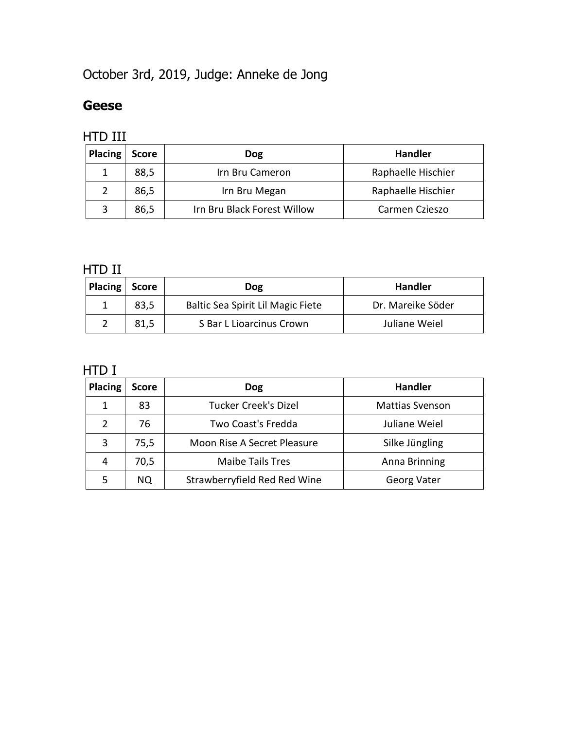October 3rd, 2019, Judge: Anneke de Jong

## Geese

### HTD III

| Placing | Score | Dog | Handler |
| --- | --- | --- | --- |
| 1 | 88,5 | Irn Bru Cameron | Raphaelle Hischier |
| 2 | 86,5 | Irn Bru Megan | Raphaelle Hischier |
| 3 | 86,5 | Irn Bru Black Forest Willow | Carmen Czieszo |

### HTD II

| Placing | Score | Dog | Handler |
| --- | --- | --- | --- |
| 1 | 83,5 | Baltic Sea Spirit Lil Magic Fiete | Dr. Mareike Söder |
| 2 | 81,5 | S Bar L Lioarcinus Crown | Juliane Weiel |

### HTD I

| Placing | Score | Dog | Handler |
| --- | --- | --- | --- |
| 1 | 83 | Tucker Creek's Dizel | Mattias Svenson |
| 2 | 76 | Two Coast's Fredda | Juliane Weiel |
| 3 | 75,5 | Moon Rise A Secret Pleasure | Silke Jüngling |
| 4 | 70,5 | Maibe Tails Tres | Anna Brinning |
| 5 | NQ | Strawberryfield Red Red Wine | Georg Vater |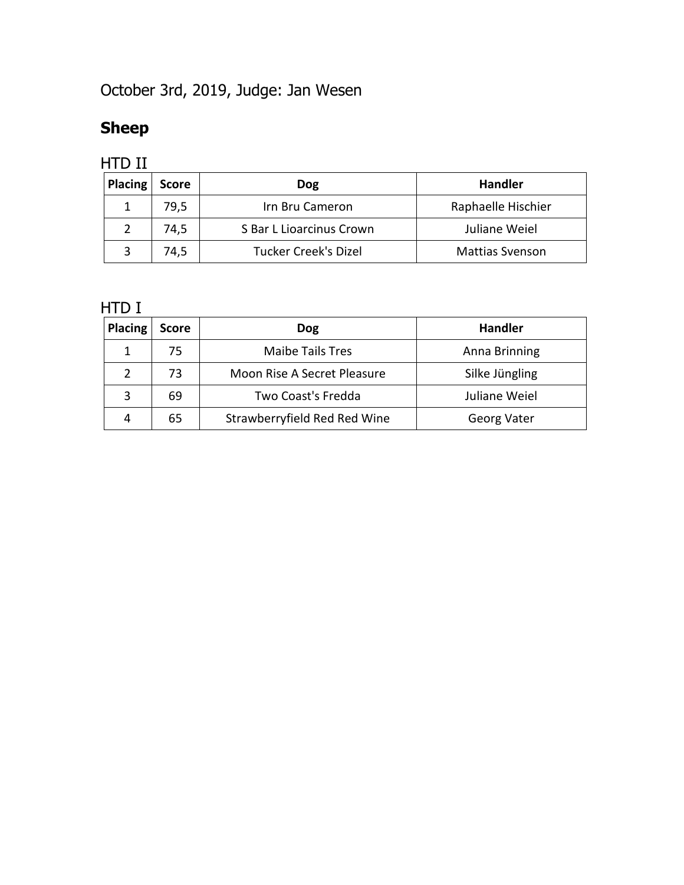October 3rd, 2019, Judge: Jan Wesen

## Sheep

### HTD II

| Placing | Score | Dog | Handler |
|---|---|---|---|
| 1 | 79,5 | Irn Bru Cameron | Raphaelle Hischier |
| 2 | 74,5 | S Bar L Lioarcinus Crown | Juliane Weiel |
| 3 | 74,5 | Tucker Creek's Dizel | Mattias Svenson |

### HTD I

| Placing | Score | Dog | Handler |
|---|---|---|---|
| 1 | 75 | Maibe Tails Tres | Anna Brinning |
| 2 | 73 | Moon Rise A Secret Pleasure | Silke Jüngling |
| 3 | 69 | Two Coast's Fredda | Juliane Weiel |
| 4 | 65 | Strawberryfield Red Red Wine | Georg Vater |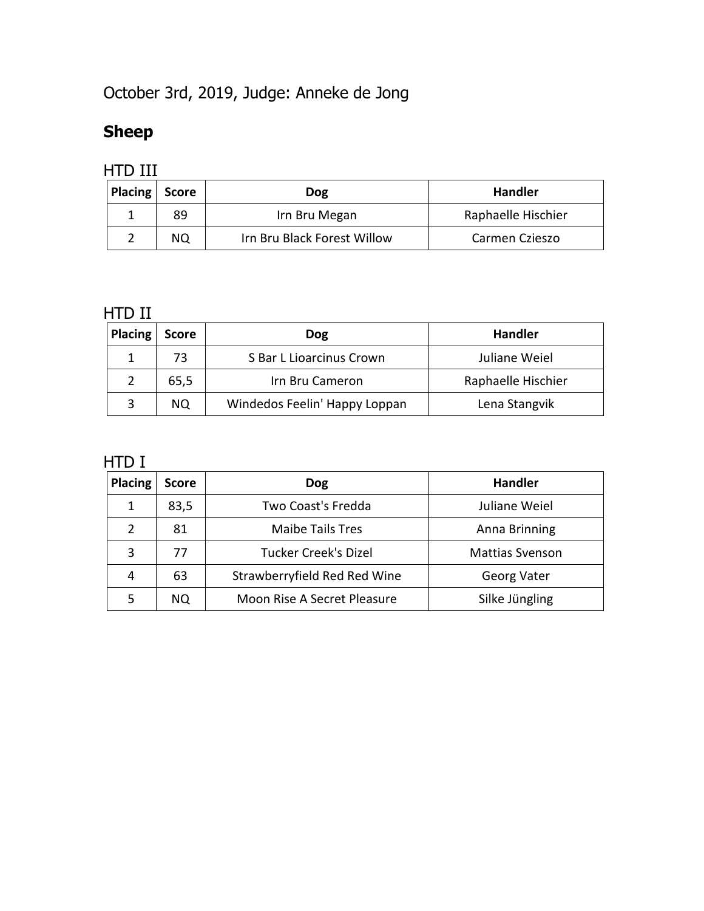October 3rd, 2019, Judge: Anneke de Jong

## Sheep

### HTD III

| Placing | Score | Dog | Handler |
|---|---|---|---|
| 1 | 89 | Irn Bru Megan | Raphaelle Hischier |
| 2 | NQ | Irn Bru Black Forest Willow | Carmen Czieszo |

### HTD II

| Placing | Score | Dog | Handler |
|---|---|---|---|
| 1 | 73 | S Bar L Lioarcinus Crown | Juliane Weiel |
| 2 | 65,5 | Irn Bru Cameron | Raphaelle Hischier |
| 3 | NQ | Windedos Feelin' Happy Loppan | Lena Stangvik |

### HTD I

| Placing | Score | Dog | Handler |
|---|---|---|---|
| 1 | 83,5 | Two Coast's Fredda | Juliane Weiel |
| 2 | 81 | Maibe Tails Tres | Anna Brinning |
| 3 | 77 | Tucker Creek's Dizel | Mattias Svenson |
| 4 | 63 | Strawberryfield Red Red Wine | Georg Vater |
| 5 | NQ | Moon Rise A Secret Pleasure | Silke Jüngling |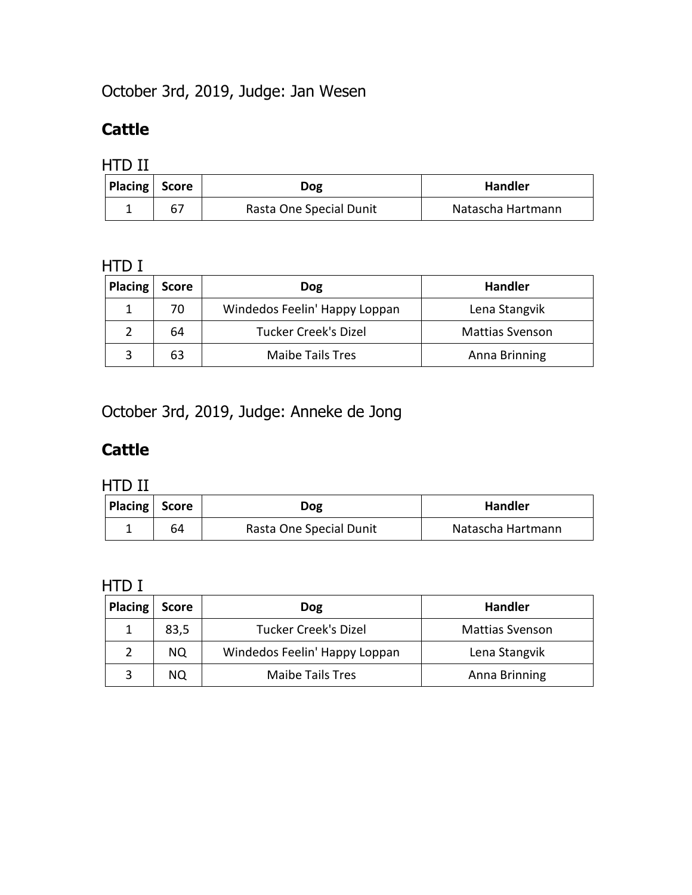October 3rd, 2019, Judge: Jan Wesen

## Cattle

### HTD II

| Placing | Score | Dog | Handler |
|---|---|---|---|
| 1 | 67 | Rasta One Special Dunit | Natascha Hartmann |

### HTD I

| Placing | Score | Dog | Handler |
|---|---|---|---|
| 1 | 70 | Windedos Feelin' Happy Loppan | Lena Stangvik |
| 2 | 64 | Tucker Creek's Dizel | Mattias Svenson |
| 3 | 63 | Maibe Tails Tres | Anna Brinning |

October 3rd, 2019, Judge: Anneke de Jong

## Cattle

### HTD II

| Placing | Score | Dog | Handler |
|---|---|---|---|
| 1 | 64 | Rasta One Special Dunit | Natascha Hartmann |

### HTD I

| Placing | Score | Dog | Handler |
|---|---|---|---|
| 1 | 83,5 | Tucker Creek's Dizel | Mattias Svenson |
| 2 | NQ | Windedos Feelin' Happy Loppan | Lena Stangvik |
| 3 | NQ | Maibe Tails Tres | Anna Brinning |